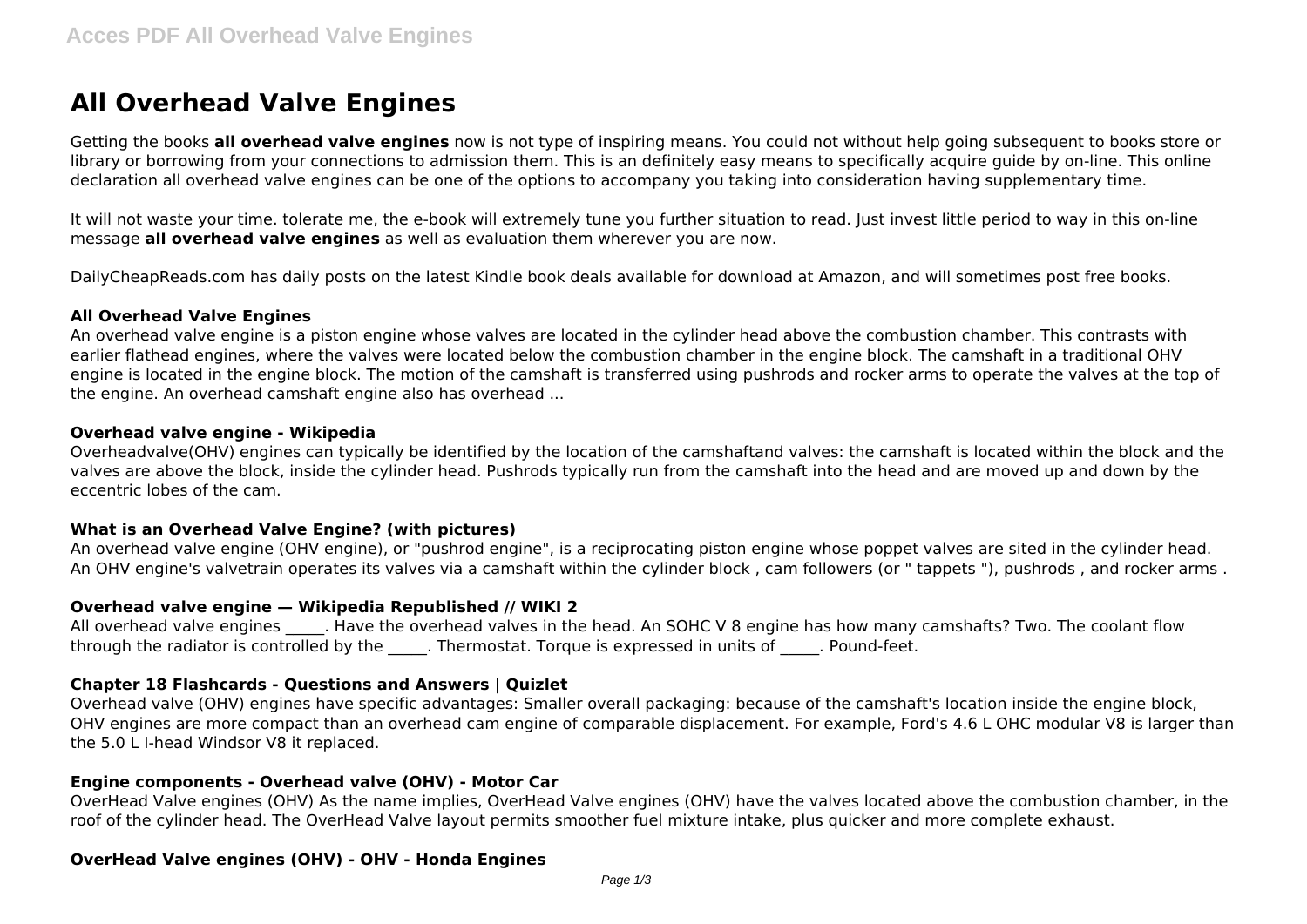# All Overhead Valve Engines

Getting the books **all overhead valve engines** now is not type of inspiring means. You could not without help going subsequent to books store or library or borrowing from your connections to admission them. This is an definitely easy means to specifically acquire guide by on-line. This online declaration all overhead valve engines can be one of the options to accompany you taking into consideration having supplementary time.

It will not waste your time. tolerate me, the e-book will extremely tune you further situation to read. Just invest little period to way in this on-line message **all overhead valve engines** as well as evaluation them wherever you are now.

DailyCheapReads.com has daily posts on the latest Kindle book deals available for download at Amazon, and will sometimes post free books.

### All Overhead Valve Engines

An overhead valve engine is a piston engine whose valves are located in the cylinder head above the combustion chamber. This contrasts with earlier flathead engines, where the valves were located below the combustion chamber in the engine block. The camshaft in a traditional OHV engine is located in the engine block. The motion of the camshaft is transferred using pushrods and rocker arms to operate the valves at the top of the engine. An overhead camshaft engine also has overhead ...

### Overhead valve engine - Wikipedia

Overheadvalve(OHV) engines can typically be identified by the location of the camshaftand valves: the camshaft is located within the block and the valves are above the block, inside the cylinder head. Pushrods typically run from the camshaft into the head and are moved up and down by the eccentric lobes of the cam.

### What is an Overhead Valve Engine? (with pictures)

An overhead valve engine (OHV engine), or "pushrod engine", is a reciprocating piston engine whose poppet valves are sited in the cylinder head. An OHV engine's valvetrain operates its valves via a camshaft within the cylinder block , cam followers (or " tappets "), pushrods , and rocker arms .

### Overhead valve engine — Wikipedia Republished // WIKI 2

All overhead valve engines _____. Have the overhead valves in the head. An SOHC V 8 engine has how many camshafts? Two. The coolant flow through the radiator is controlled by the _____. Thermostat. Torque is expressed in units of _____. Pound-feet.

### Chapter 18 Flashcards - Questions and Answers | Quizlet

Overhead valve (OHV) engines have specific advantages: Smaller overall packaging: because of the camshaft's location inside the engine block, OHV engines are more compact than an overhead cam engine of comparable displacement. For example, Ford's 4.6 L OHC modular V8 is larger than the 5.0 L I-head Windsor V8 it replaced.

### Engine components - Overhead valve (OHV) - Motor Car

OverHead Valve engines (OHV) As the name implies, OverHead Valve engines (OHV) have the valves located above the combustion chamber, in the roof of the cylinder head. The OverHead Valve layout permits smoother fuel mixture intake, plus quicker and more complete exhaust.

### OverHead Valve engines (OHV) - OHV - Honda Engines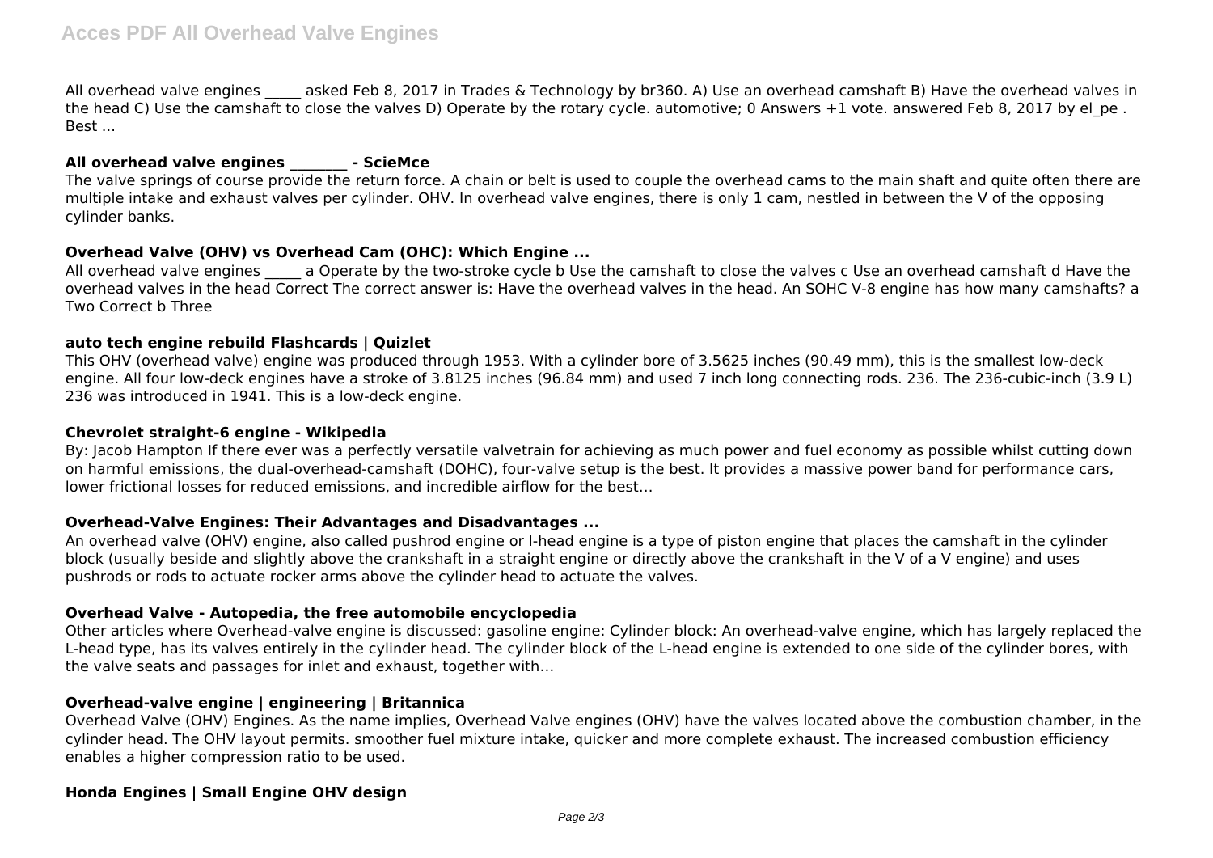All overhead valve engines _____ asked Feb 8, 2017 in Trades & Technology by br360. A) Use an overhead camshaft B) Have the overhead valves in the head C) Use the camshaft to close the valves D) Operate by the rotary cycle. automotive; 0 Answers +1 vote. answered Feb 8, 2017 by el_pe . Best ...

### All overhead valve engines ________ - ScieMce

The valve springs of course provide the return force. A chain or belt is used to couple the overhead cams to the main shaft and quite often there are multiple intake and exhaust valves per cylinder. OHV. In overhead valve engines, there is only 1 cam, nestled in between the V of the opposing cylinder banks.

### Overhead Valve (OHV) vs Overhead Cam (OHC): Which Engine ...

All overhead valve engines _____ a Operate by the two-stroke cycle b Use the camshaft to close the valves c Use an overhead camshaft d Have the overhead valves in the head Correct The correct answer is: Have the overhead valves in the head. An SOHC V-8 engine has how many camshafts? a Two Correct b Three

### auto tech engine rebuild Flashcards | Quizlet

This OHV (overhead valve) engine was produced through 1953. With a cylinder bore of 3.5625 inches (90.49 mm), this is the smallest low-deck engine. All four low-deck engines have a stroke of 3.8125 inches (96.84 mm) and used 7 inch long connecting rods. 236. The 236-cubic-inch (3.9 L) 236 was introduced in 1941. This is a low-deck engine.

### Chevrolet straight-6 engine - Wikipedia

By: Jacob Hampton If there ever was a perfectly versatile valvetrain for achieving as much power and fuel economy as possible whilst cutting down on harmful emissions, the dual-overhead-camshaft (DOHC), four-valve setup is the best. It provides a massive power band for performance cars, lower frictional losses for reduced emissions, and incredible airflow for the best…

### Overhead-Valve Engines: Their Advantages and Disadvantages ...

An overhead valve (OHV) engine, also called pushrod engine or I-head engine is a type of piston engine that places the camshaft in the cylinder block (usually beside and slightly above the crankshaft in a straight engine or directly above the crankshaft in the V of a V engine) and uses pushrods or rods to actuate rocker arms above the cylinder head to actuate the valves.

### Overhead Valve - Autopedia, the free automobile encyclopedia

Other articles where Overhead-valve engine is discussed: gasoline engine: Cylinder block: An overhead-valve engine, which has largely replaced the L-head type, has its valves entirely in the cylinder head. The cylinder block of the L-head engine is extended to one side of the cylinder bores, with the valve seats and passages for inlet and exhaust, together with…

### Overhead-valve engine | engineering | Britannica

Overhead Valve (OHV) Engines. As the name implies, Overhead Valve engines (OHV) have the valves located above the combustion chamber, in the cylinder head. The OHV layout permits. smoother fuel mixture intake, quicker and more complete exhaust. The increased combustion efficiency enables a higher compression ratio to be used.

### Honda Engines | Small Engine OHV design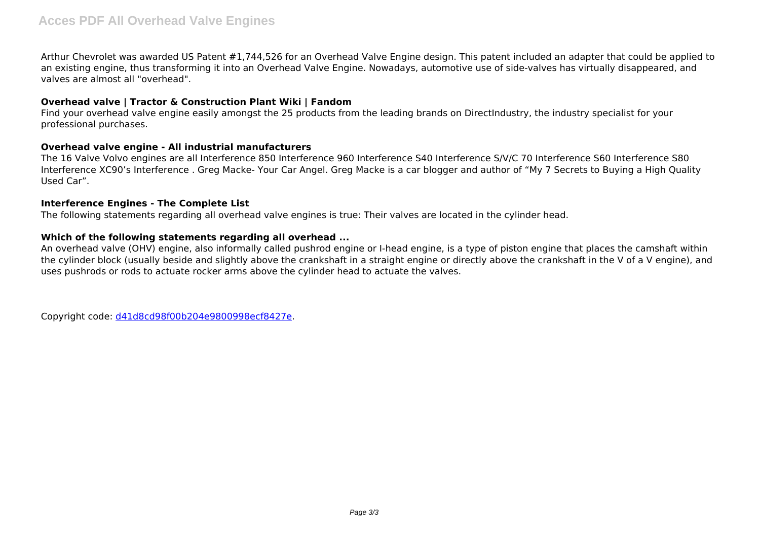Arthur Chevrolet was awarded US Patent #1,744,526 for an Overhead Valve Engine design. This patent included an adapter that could be applied to an existing engine, thus transforming it into an Overhead Valve Engine. Nowadays, automotive use of side-valves has virtually disappeared, and valves are almost all "overhead".

**Overhead valve | Tractor & Construction Plant Wiki | Fandom**

Find your overhead valve engine easily amongst the 25 products from the leading brands on DirectIndustry, the industry specialist for your professional purchases.

**Overhead valve engine - All industrial manufacturers**

The 16 Valve Volvo engines are all Interference 850 Interference 960 Interference S40 Interference S/V/C 70 Interference S60 Interference S80 Interference XC90's Interference . Greg Macke- Your Car Angel. Greg Macke is a car blogger and author of "My 7 Secrets to Buying a High Quality Used Car".

**Interference Engines - The Complete List**

The following statements regarding all overhead valve engines is true: Their valves are located in the cylinder head.

**Which of the following statements regarding all overhead ...**

An overhead valve (OHV) engine, also informally called pushrod engine or I-head engine, is a type of piston engine that places the camshaft within the cylinder block (usually beside and slightly above the crankshaft in a straight engine or directly above the crankshaft in the V of a V engine), and uses pushrods or rods to actuate rocker arms above the cylinder head to actuate the valves.

Copyright code: d41d8cd98f00b204e9800998ecf8427e.